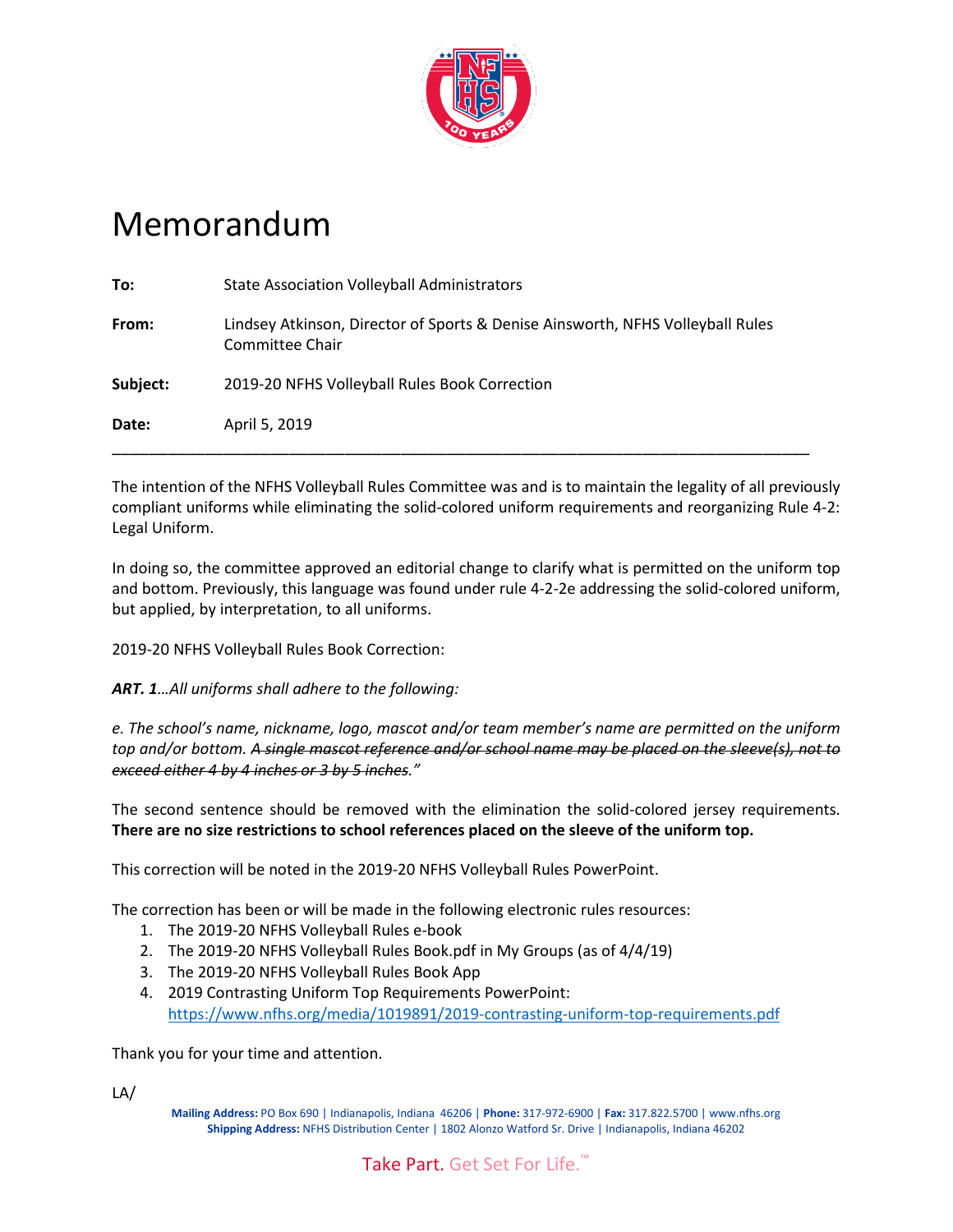# Memorandum

**To:** State Association Volleyball Administrators

**From:** Lindsey Atkinson, Director of Sports & Denise Ainsworth, NFHS Volleyball Rules Committee Chair

**Subject:** 2019-20 NFHS Volleyball Rules Book Correction

**Date:** April 5, 2019

---

The intention of the NFHS Volleyball Rules Committee was and is to maintain the legality of all previously compliant uniforms while eliminating the solid-colored uniform requirements and reorganizing Rule 4-2: Legal Uniform.

In doing so, the committee approved an editorial change to clarify what is permitted on the uniform top and bottom. Previously, this language was found under rule 4-2-2e addressing the solid-colored uniform, but applied, by interpretation, to all uniforms.

2019-20 NFHS Volleyball Rules Book Correction:

***ART. 1****…All uniforms shall adhere to the following:*

*e. The school's name, nickname, logo, mascot and/or team member's name are permitted on the uniform top and/or bottom. ~~A single mascot reference and/or school name may be placed on the sleeve(s), not to exceed either 4 by 4 inches or 3 by 5 inches."~~*

The second sentence should be removed with the elimination the solid-colored jersey requirements. **There are no size restrictions to school references placed on the sleeve of the uniform top.**

This correction will be noted in the 2019-20 NFHS Volleyball Rules PowerPoint.

The correction has been or will be made in the following electronic rules resources:

1. The 2019-20 NFHS Volleyball Rules e-book
2. The 2019-20 NFHS Volleyball Rules Book.pdf in My Groups (as of 4/4/19)
3. The 2019-20 NFHS Volleyball Rules Book App
4. 2019 Contrasting Uniform Top Requirements PowerPoint: https://www.nfhs.org/media/1019891/2019-contrasting-uniform-top-requirements.pdf

Thank you for your time and attention.

LA/

**Mailing Address:** PO Box 690 | Indianapolis, Indiana 46206 | **Phone:** 317-972-6900 | **Fax:** 317.822.5700 | www.nfhs.org
**Shipping Address:** NFHS Distribution Center | 1802 Alonzo Watford Sr. Drive | Indianapolis, Indiana 46202

Take Part. Get Set For Life.™